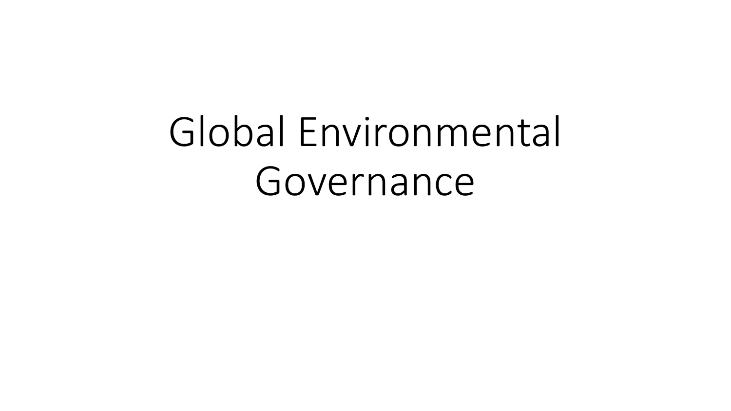# Global Environmental Governance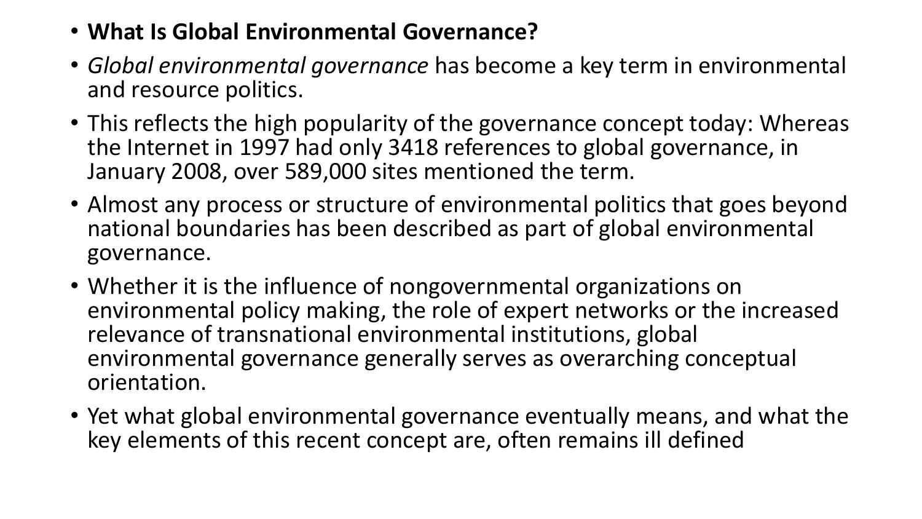- **What Is Global Environmental Governance?**
- *Global environmental governance* has become a key term in environmental and resource politics.
- This reflects the high popularity of the governance concept today: Whereas the Internet in 1997 had only 3418 references to global governance, in January 2008, over 589,000 sites mentioned the term.
- Almost any process or structure of environmental politics that goes beyond national boundaries has been described as part of global environmental governance.
- Whether it is the influence of nongovernmental organizations on environmental policy making, the role of expert networks or the increased relevance of transnational environmental institutions, global environmental governance generally serves as overarching conceptual orientation.
- Yet what global environmental governance eventually means, and what the key elements of this recent concept are, often remains ill defined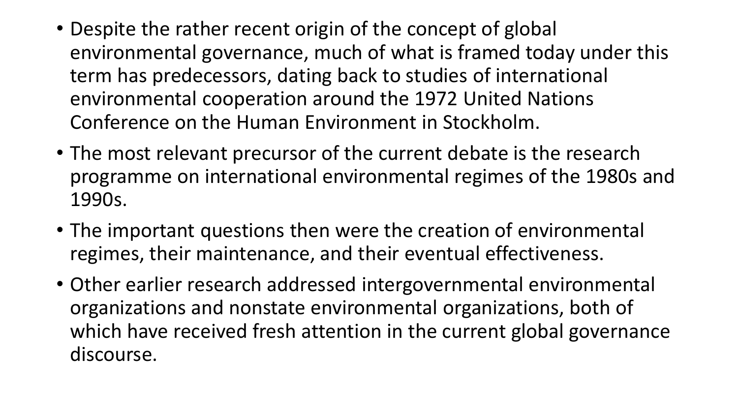- Despite the rather recent origin of the concept of global environmental governance, much of what is framed today under this term has predecessors, dating back to studies of international environmental cooperation around the 1972 United Nations Conference on the Human Environment in Stockholm.
- The most relevant precursor of the current debate is the research programme on international environmental regimes of the 1980s and 1990s.
- The important questions then were the creation of environmental regimes, their maintenance, and their eventual effectiveness.
- Other earlier research addressed intergovernmental environmental organizations and nonstate environmental organizations, both of which have received fresh attention in the current global governance discourse.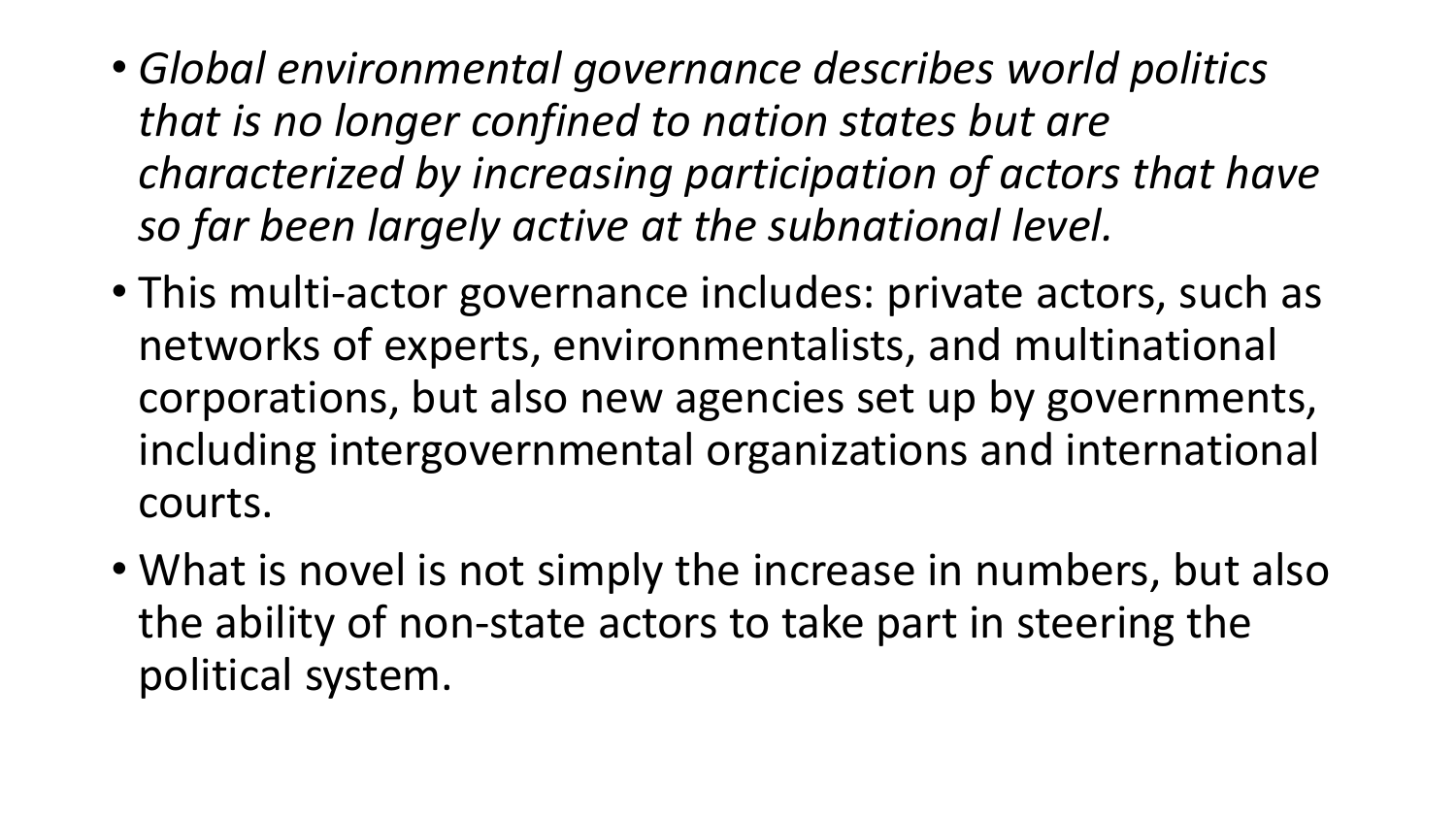- *Global environmental governance describes world politics that is no longer confined to nation states but are characterized by increasing participation of actors that have so far been largely active at the subnational level.*
- This multi-actor governance includes: private actors, such as networks of experts, environmentalists, and multinational corporations, but also new agencies set up by governments, including intergovernmental organizations and international courts.
- What is novel is not simply the increase in numbers, but also the ability of non-state actors to take part in steering the political system.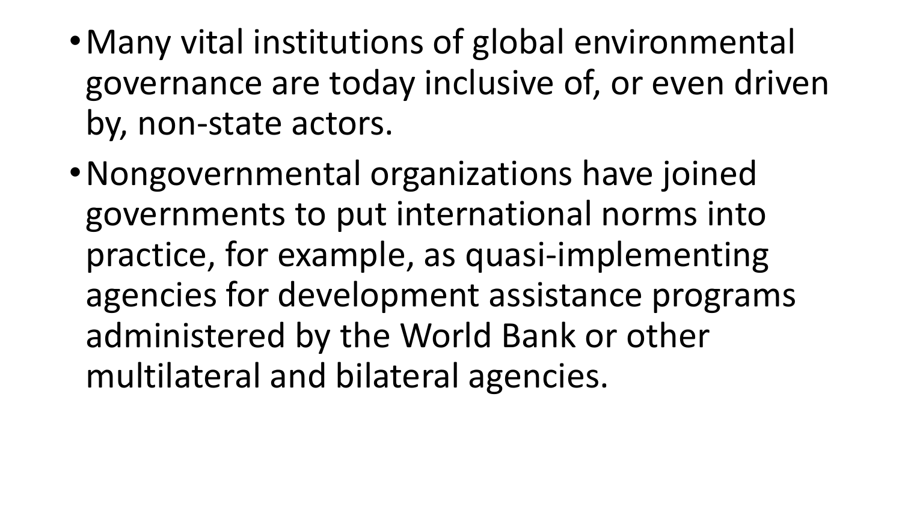- Many vital institutions of global environmental governance are today inclusive of, or even driven by, non-state actors.
- Nongovernmental organizations have joined governments to put international norms into practice, for example, as quasi-implementing agencies for development assistance programs administered by the World Bank or other multilateral and bilateral agencies.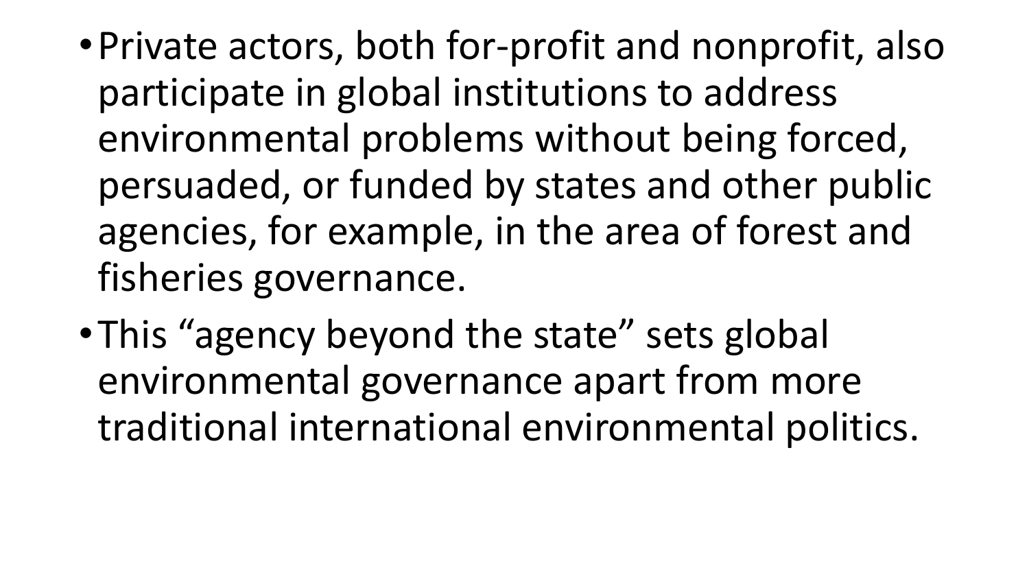- Private actors, both for-profit and nonprofit, also participate in global institutions to address environmental problems without being forced, persuaded, or funded by states and other public agencies, for example, in the area of forest and fisheries governance.
- This “agency beyond the state” sets global environmental governance apart from more traditional international environmental politics.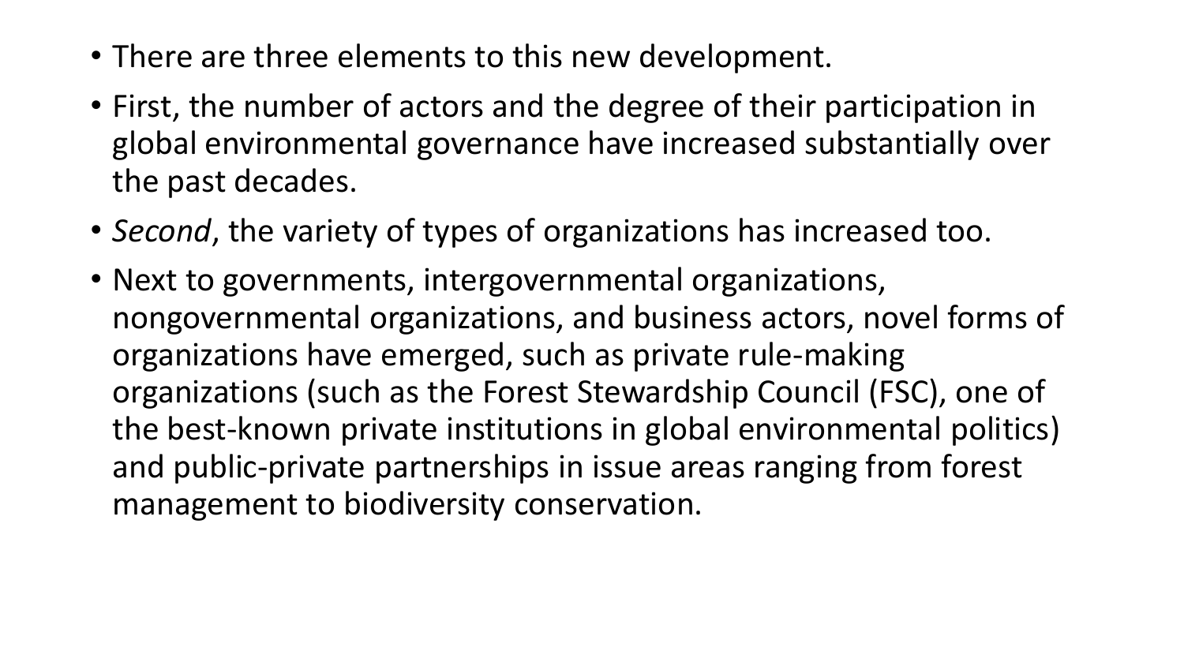- There are three elements to this new development.
- First, the number of actors and the degree of their participation in global environmental governance have increased substantially over the past decades.
- *Second*, the variety of types of organizations has increased too.
- Next to governments, intergovernmental organizations, nongovernmental organizations, and business actors, novel forms of organizations have emerged, such as private rule-making organizations (such as the Forest Stewardship Council (FSC), one of the best-known private institutions in global environmental politics) and public-private partnerships in issue areas ranging from forest management to biodiversity conservation.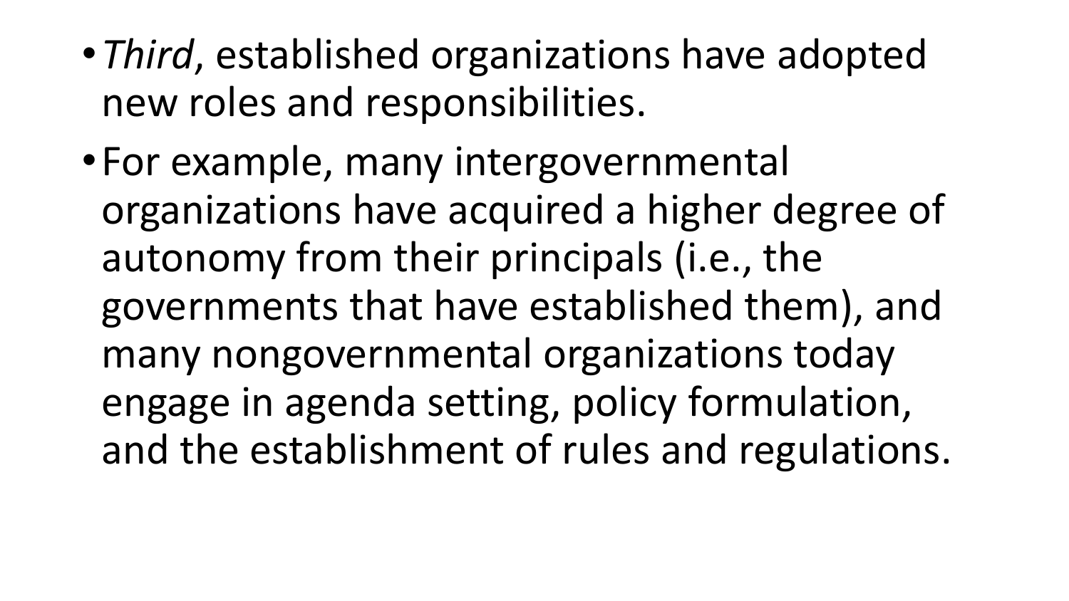- *Third*, established organizations have adopted new roles and responsibilities.
- For example, many intergovernmental organizations have acquired a higher degree of autonomy from their principals (i.e., the governments that have established them), and many nongovernmental organizations today engage in agenda setting, policy formulation, and the establishment of rules and regulations.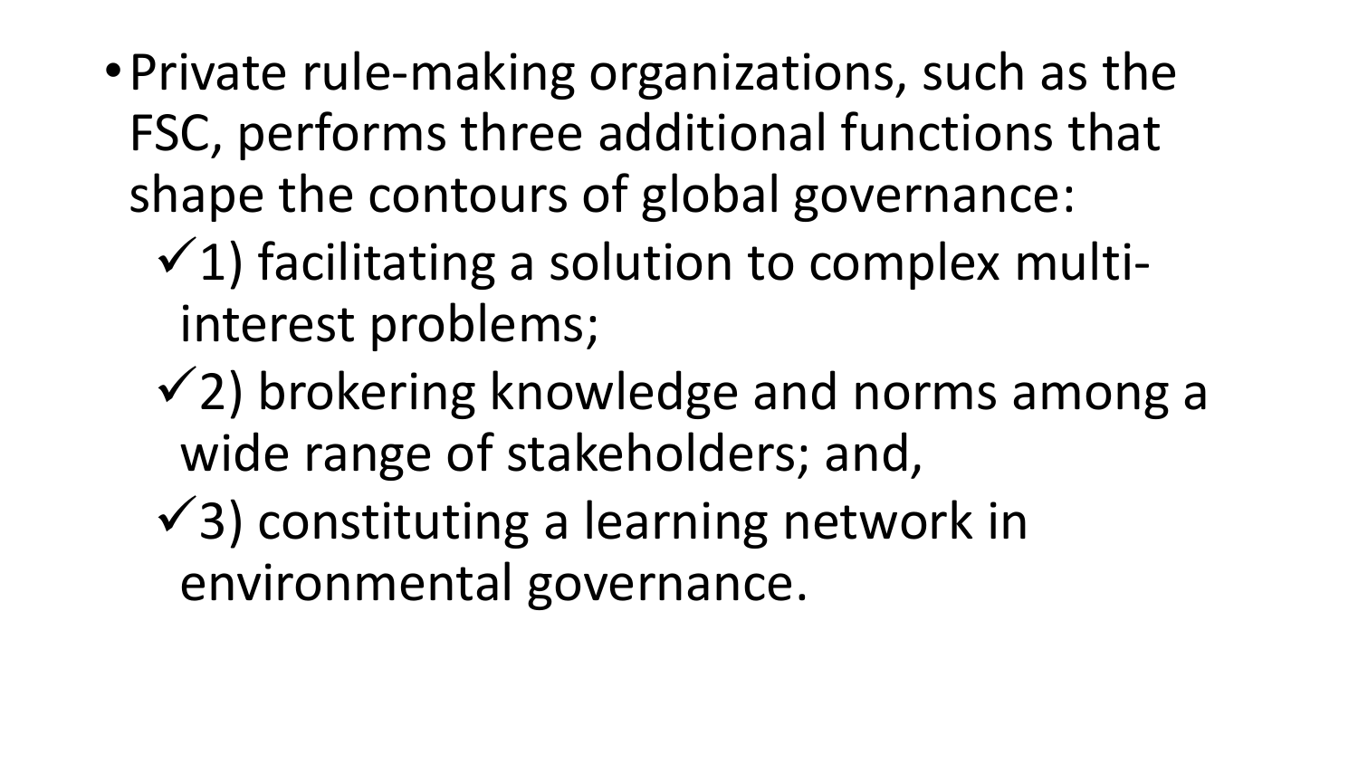- Private rule-making organizations, such as the FSC, performs three additional functions that shape the contours of global governance:
  - ✓1) facilitating a solution to complex multi-interest problems;
  - ✓2) brokering knowledge and norms among a wide range of stakeholders; and,
  - ✓3) constituting a learning network in environmental governance.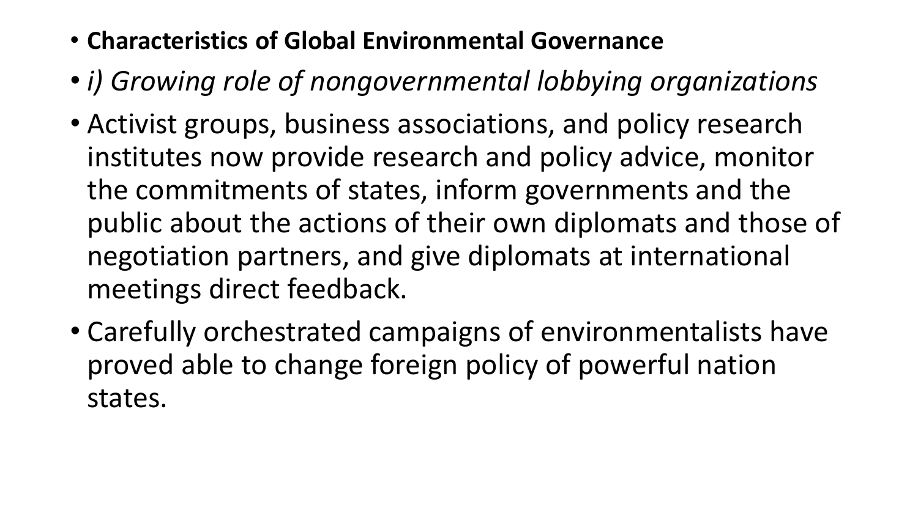- **Characteristics of Global Environmental Governance**
- *i) Growing role of nongovernmental lobbying organizations*
- Activist groups, business associations, and policy research institutes now provide research and policy advice, monitor the commitments of states, inform governments and the public about the actions of their own diplomats and those of negotiation partners, and give diplomats at international meetings direct feedback.
- Carefully orchestrated campaigns of environmentalists have proved able to change foreign policy of powerful nation states.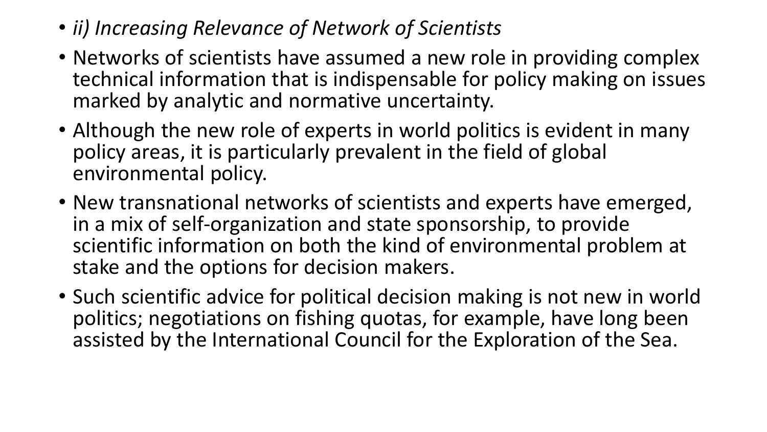- *ii) Increasing Relevance of Network of Scientists*
- Networks of scientists have assumed a new role in providing complex technical information that is indispensable for policy making on issues marked by analytic and normative uncertainty.
- Although the new role of experts in world politics is evident in many policy areas, it is particularly prevalent in the field of global environmental policy.
- New transnational networks of scientists and experts have emerged, in a mix of self-organization and state sponsorship, to provide scientific information on both the kind of environmental problem at stake and the options for decision makers.
- Such scientific advice for political decision making is not new in world politics; negotiations on fishing quotas, for example, have long been assisted by the International Council for the Exploration of the Sea.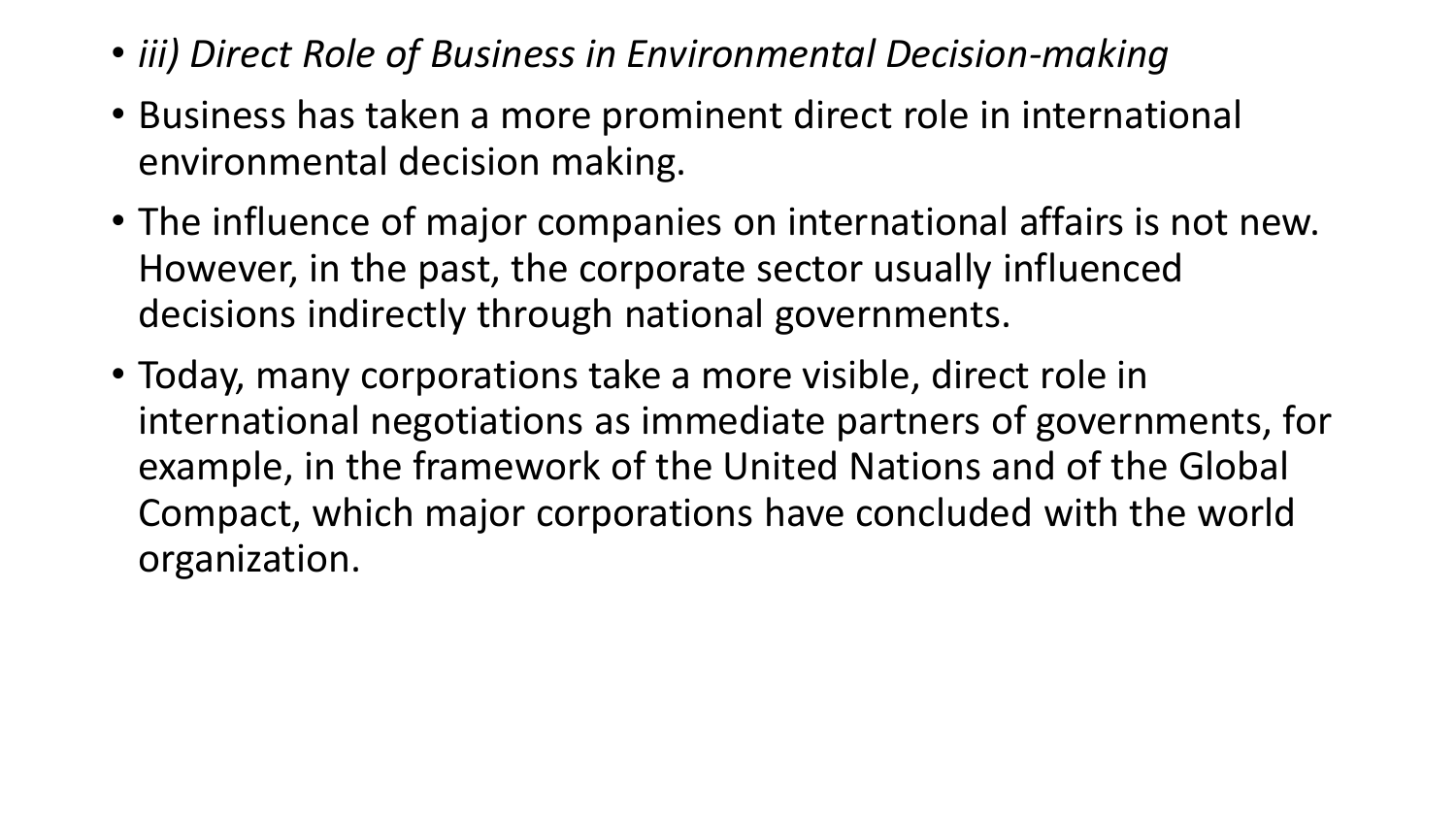- *iii) Direct Role of Business in Environmental Decision-making*
- Business has taken a more prominent direct role in international environmental decision making.
- The influence of major companies on international affairs is not new. However, in the past, the corporate sector usually influenced decisions indirectly through national governments.
- Today, many corporations take a more visible, direct role in international negotiations as immediate partners of governments, for example, in the framework of the United Nations and of the Global Compact, which major corporations have concluded with the world organization.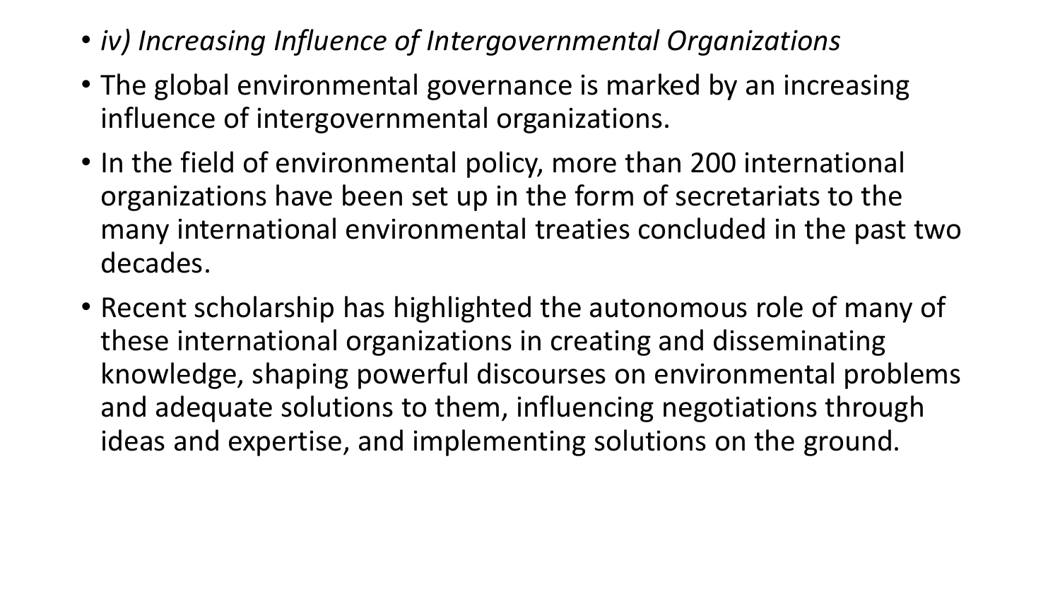- *iv) Increasing Influence of Intergovernmental Organizations*
- The global environmental governance is marked by an increasing influence of intergovernmental organizations.
- In the field of environmental policy, more than 200 international organizations have been set up in the form of secretariats to the many international environmental treaties concluded in the past two decades.
- Recent scholarship has highlighted the autonomous role of many of these international organizations in creating and disseminating knowledge, shaping powerful discourses on environmental problems and adequate solutions to them, influencing negotiations through ideas and expertise, and implementing solutions on the ground.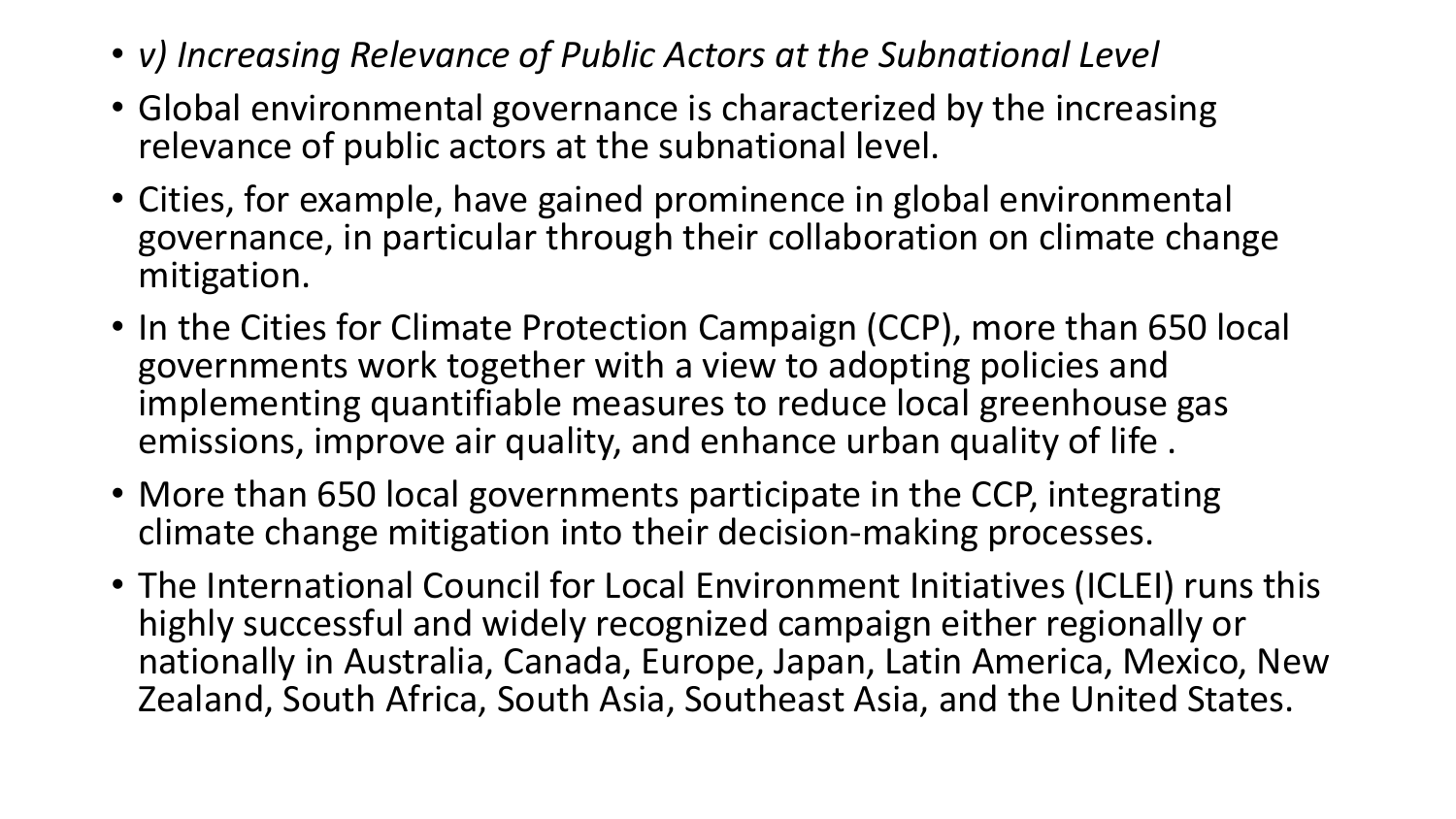- *v) Increasing Relevance of Public Actors at the Subnational Level*
- Global environmental governance is characterized by the increasing relevance of public actors at the subnational level.
- Cities, for example, have gained prominence in global environmental governance, in particular through their collaboration on climate change mitigation.
- In the Cities for Climate Protection Campaign (CCP), more than 650 local governments work together with a view to adopting policies and implementing quantifiable measures to reduce local greenhouse gas emissions, improve air quality, and enhance urban quality of life .
- More than 650 local governments participate in the CCP, integrating climate change mitigation into their decision-making processes.
- The International Council for Local Environment Initiatives (ICLEI) runs this highly successful and widely recognized campaign either regionally or nationally in Australia, Canada, Europe, Japan, Latin America, Mexico, New Zealand, South Africa, South Asia, Southeast Asia, and the United States.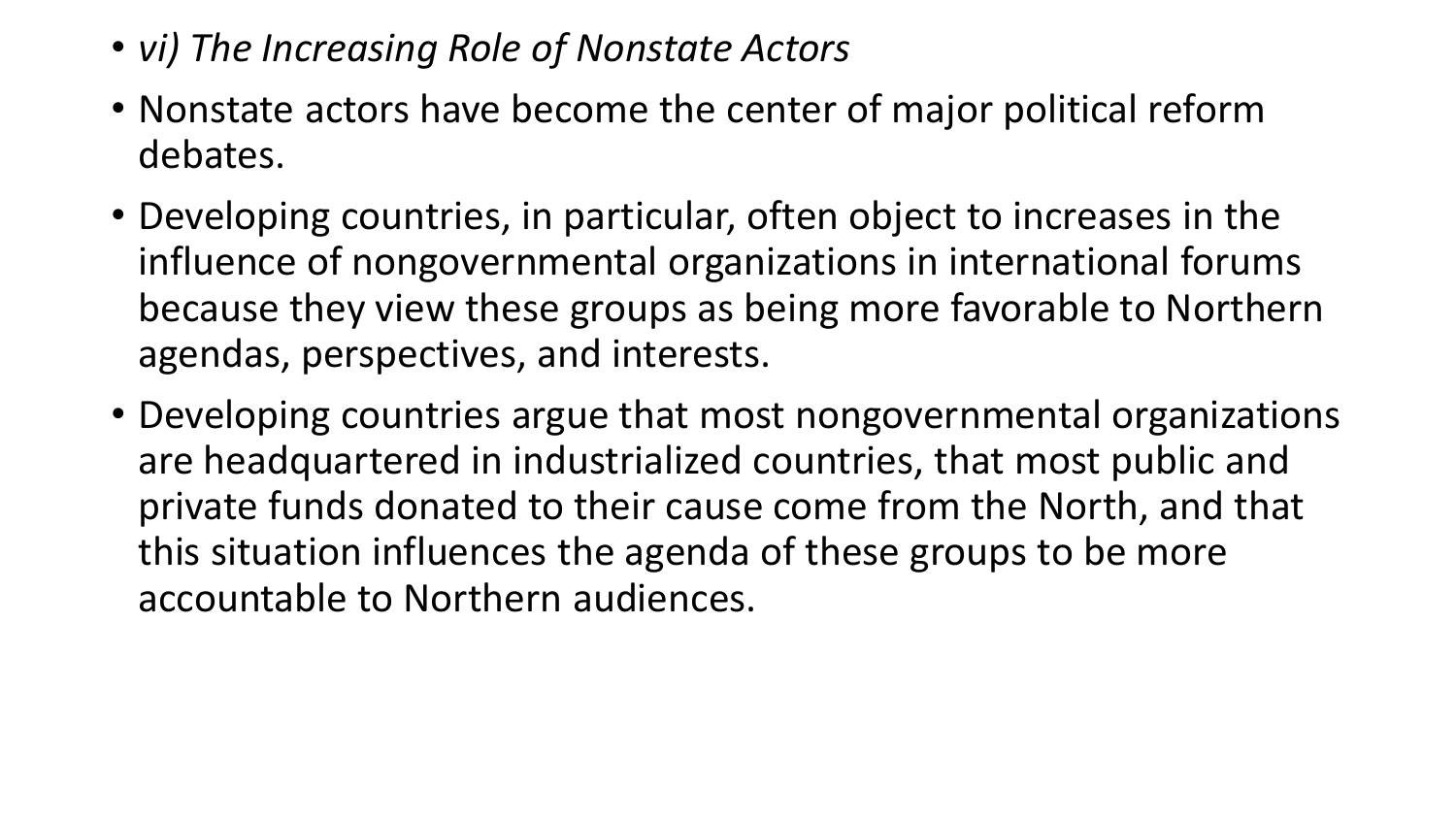- *vi) The Increasing Role of Nonstate Actors*
- Nonstate actors have become the center of major political reform debates.
- Developing countries, in particular, often object to increases in the influence of nongovernmental organizations in international forums because they view these groups as being more favorable to Northern agendas, perspectives, and interests.
- Developing countries argue that most nongovernmental organizations are headquartered in industrialized countries, that most public and private funds donated to their cause come from the North, and that this situation influences the agenda of these groups to be more accountable to Northern audiences.